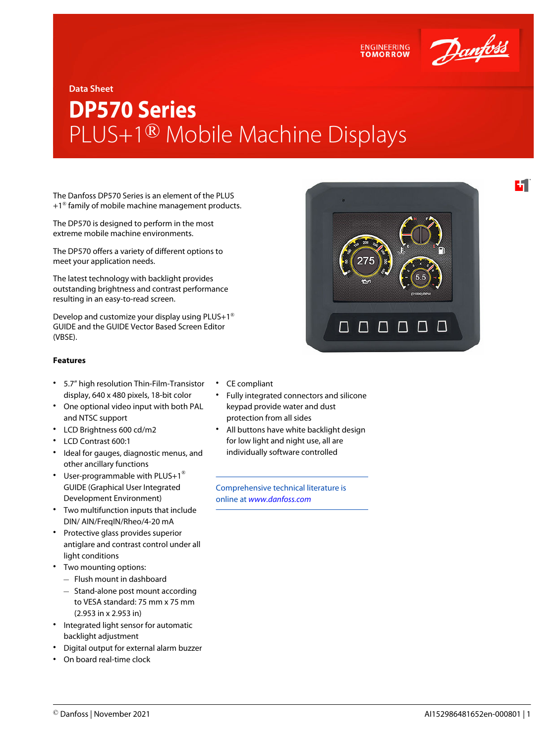Data Sheet

# DP570 Series

## PLUS+1® Mobile Machine Displays

The Danfoss DP570 Series is an element of the PLUS+1® family of mobile machine management products.

The DP570 is designed to perform in the most extreme mobile machine environments.

The DP570 offers a variety of different options to meet your application needs.

The latest technology with backlight provides outstanding brightness and contrast performance resulting in an easy-to-read screen.

Develop and customize your display using PLUS+1® GUIDE and the GUIDE Vector Based Screen Editor (VBSE).

### Features

- 5.7" high resolution Thin-Film-Transistor display, 640 x 480 pixels, 18-bit color
- One optional video input with both PAL and NTSC support
- LCD Brightness 600 cd/m2
- LCD Contrast 600:1
- Ideal for gauges, diagnostic menus, and other ancillary functions
- User-programmable with PLUS+1® GUIDE (Graphical User Integrated Development Environment)
- Two multifunction inputs that include DIN/ AIN/FreqIN/Rheo/4-20 mA
- Protective glass provides superior antiglare and contrast control under all light conditions
- Two mounting options:
  - Flush mount in dashboard
  - Stand-alone post mount according to VESA standard: 75 mm x 75 mm (2.953 in x 2.953 in)
- Integrated light sensor for automatic backlight adjustment
- Digital output for external alarm buzzer
- On board real-time clock
- CE compliant
- Fully integrated connectors and silicone keypad provide water and dust protection from all sides
- All buttons have white backlight design for low light and night use, all are individually software controlled

Comprehensive technical literature is online at *www.danfoss.com*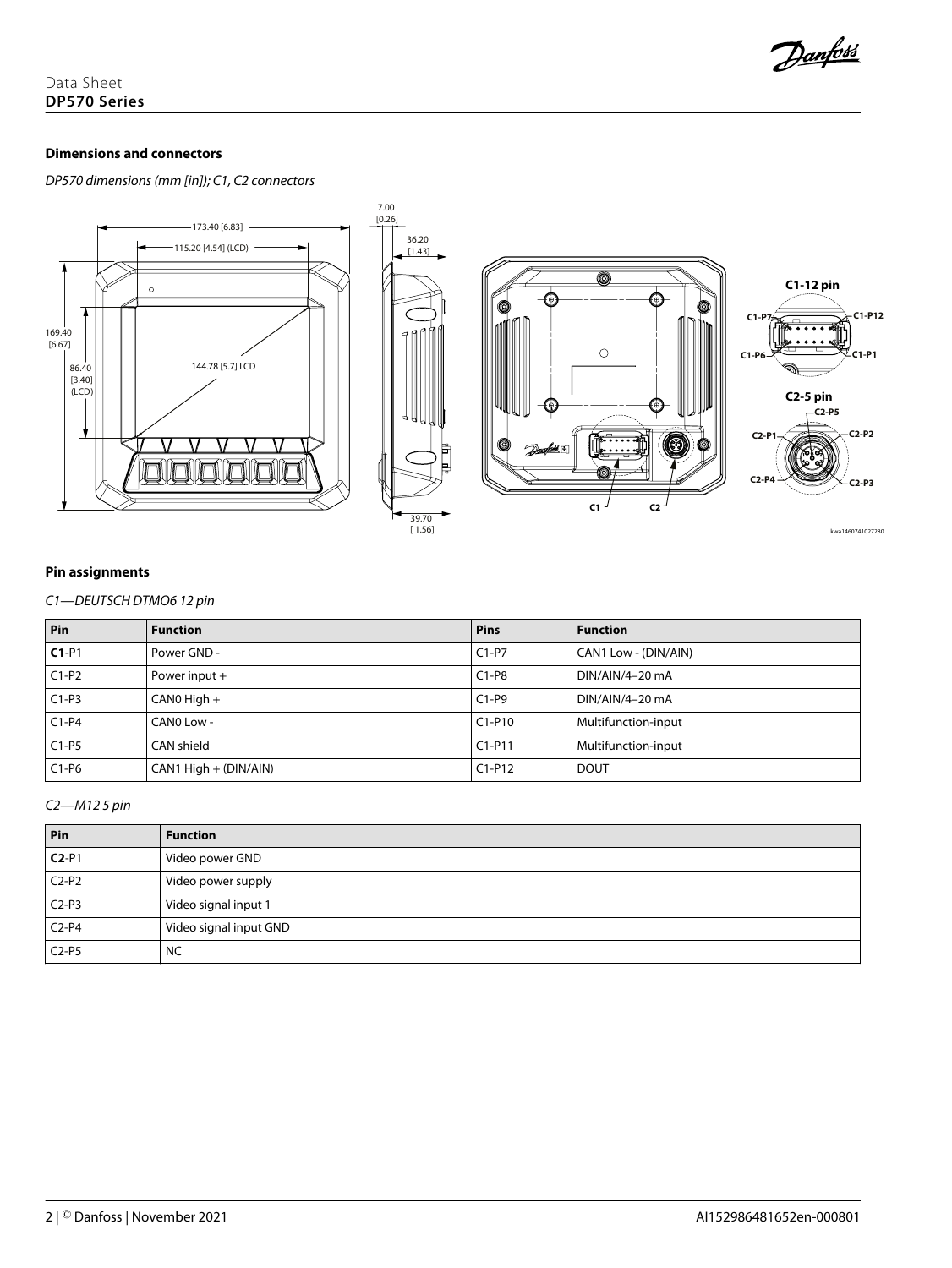## Dimensions and connectors

*DP570 dimensions (mm [in]); C1, C2 connectors*

## Pin assignments

*C1—DEUTSCH DTMO6 12 pin*

| Pin | Function | Pins | Function |
|---|---|---|---|
| **C1**-P1 | Power GND - | C1-P7 | CAN1 Low - (DIN/AIN) |
| C1-P2 | Power input + | C1-P8 | DIN/AIN/4–20 mA |
| C1-P3 | CAN0 High + | C1-P9 | DIN/AIN/4–20 mA |
| C1-P4 | CAN0 Low - | C1-P10 | Multifunction-input |
| C1-P5 | CAN shield | C1-P11 | Multifunction-input |
| C1-P6 | CAN1 High + (DIN/AIN) | C1-P12 | DOUT |

*C2—M12 5 pin*

| Pin | Function |
|---|---|
| **C2**-P1 | Video power GND |
| C2-P2 | Video power supply |
| C2-P3 | Video signal input 1 |
| C2-P4 | Video signal input GND |
| C2-P5 | NC |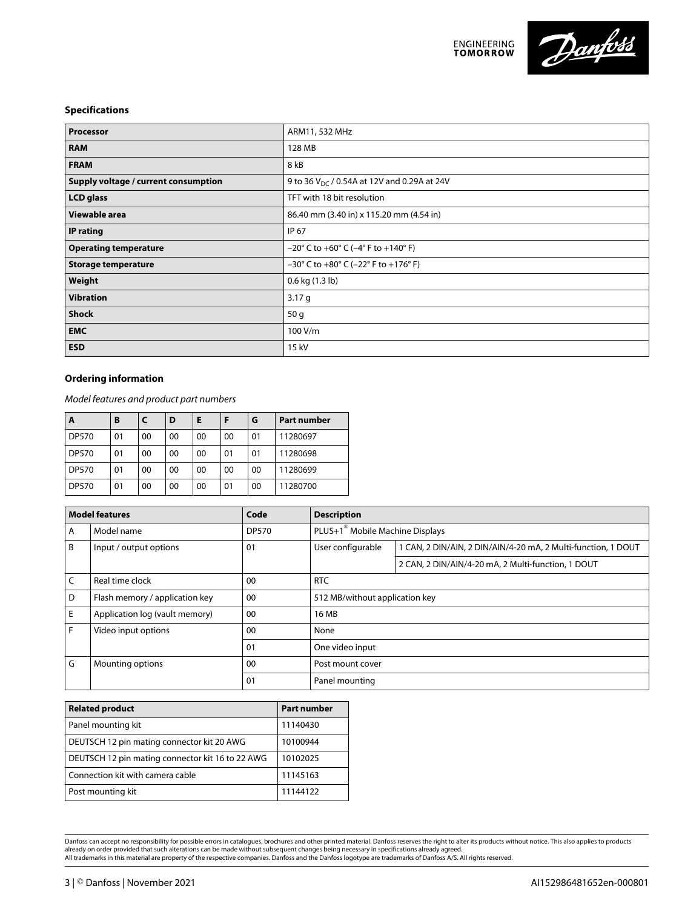### Specifications

| | |
|---|---|
| **Processor** | ARM11, 532 MHz |
| **RAM** | 128 MB |
| **FRAM** | 8 kB |
| **Supply voltage / current consumption** | 9 to 36 $V_{DC}$ / 0.54A at 12V and 0.29A at 24V |
| **LCD glass** | TFT with 18 bit resolution |
| **Viewable area** | 86.40 mm (3.40 in) x 115.20 mm (4.54 in) |
| **IP rating** | IP 67 |
| **Operating temperature** | –20° C to +60° C (–4° F to +140° F) |
| **Storage temperature** | –30° C to +80° C (–22° F to +176° F) |
| **Weight** | 0.6 kg (1.3 lb) |
| **Vibration** | 3.17 g |
| **Shock** | 50 g |
| **EMC** | 100 V/m |
| **ESD** | 15 kV |

### Ordering information

*Model features and product part numbers*

| A | B | C | D | E | F | G | Part number |
|---|---|---|---|---|---|---|---|
| DP570 | 01 | 00 | 00 | 00 | 00 | 01 | 11280697 |
| DP570 | 01 | 00 | 00 | 00 | 01 | 01 | 11280698 |
| DP570 | 01 | 00 | 00 | 00 | 00 | 00 | 11280699 |
| DP570 | 01 | 00 | 00 | 00 | 01 | 00 | 11280700 |

| Model features | | Code | Description | |
|---|---|---|---|---|
| A | Model name | DP570 | PLUS+1® Mobile Machine Displays | |
| B | Input / output options | 01 | User configurable | 1 CAN, 2 DIN/AIN, 2 DIN/AIN/4-20 mA, 2 Multi-function, 1 DOUT |
| | | | | 2 CAN, 2 DIN/AIN/4-20 mA, 2 Multi-function, 1 DOUT |
| C | Real time clock | 00 | RTC | |
| D | Flash memory / application key | 00 | 512 MB/without application key | |
| E | Application log (vault memory) | 00 | 16 MB | |
| F | Video input options | 00 | None | |
| | | 01 | One video input | |
| G | Mounting options | 00 | Post mount cover | |
| | | 01 | Panel mounting | |

| Related product | Part number |
|---|---|
| Panel mounting kit | 11140430 |
| DEUTSCH 12 pin mating connector kit 20 AWG | 10100944 |
| DEUTSCH 12 pin mating connector kit 16 to 22 AWG | 10102025 |
| Connection kit with camera cable | 11145163 |
| Post mounting kit | 11144122 |

Danfoss can accept no responsibility for possible errors in catalogues, brochures and other printed material. Danfoss reserves the right to alter its products without notice. This also applies to products already on order provided that such alterations can be made without subsequent changes being necessary in specifications already agreed.
All trademarks in this material are property of the respective companies. Danfoss and the Danfoss logotype are trademarks of Danfoss A/S. All rights reserved.